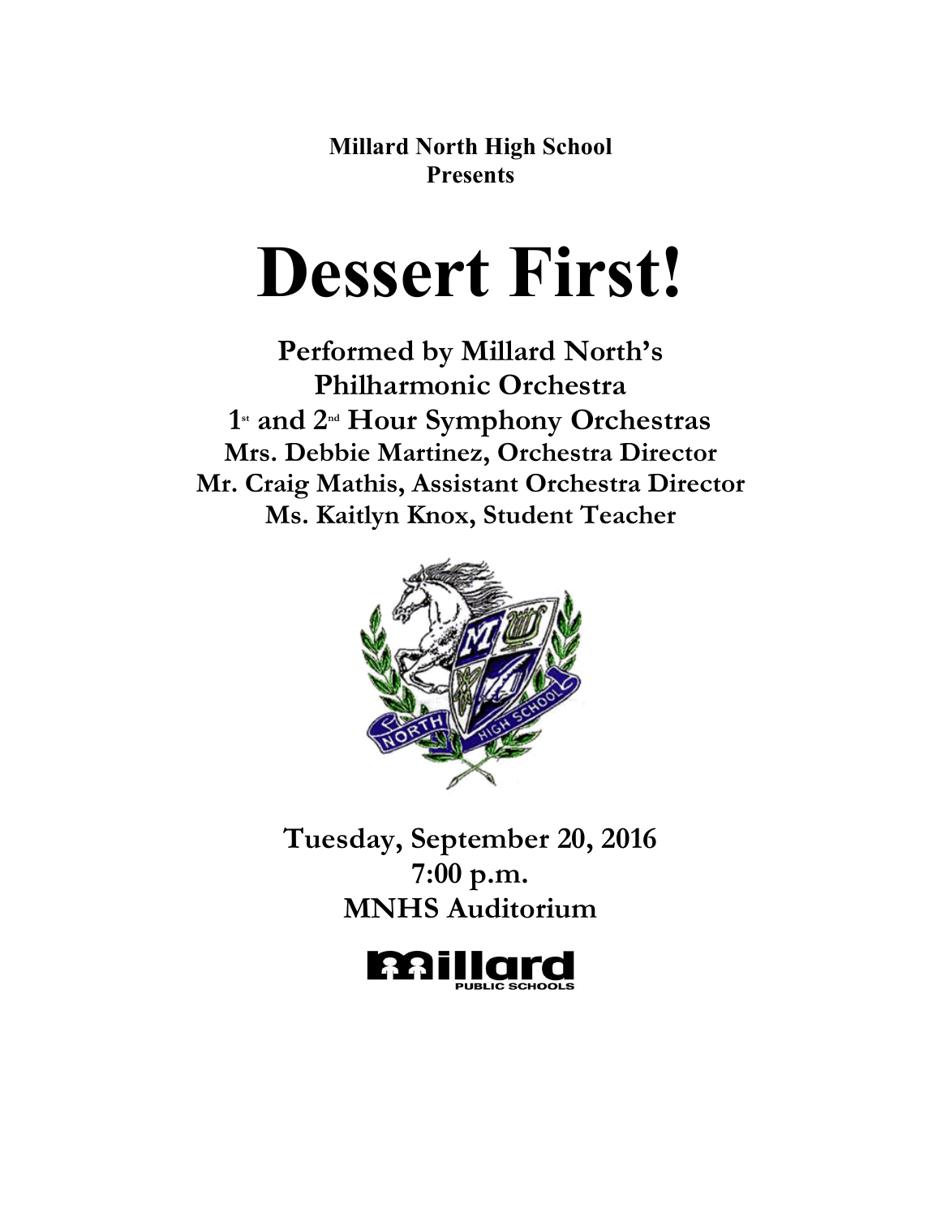**Millard North High School**
**Presents**

# Dessert First!

**Performed by Millard North's**
**Philharmonic Orchestra**
**1st and 2nd Hour Symphony Orchestras**
**Mrs. Debbie Martinez, Orchestra Director**
**Mr. Craig Mathis, Assistant Orchestra Director**
**Ms. Kaitlyn Knox, Student Teacher**

**Tuesday, September 20, 2016**
**7:00 p.m.**
**MNHS Auditorium**

Millard
PUBLIC SCHOOLS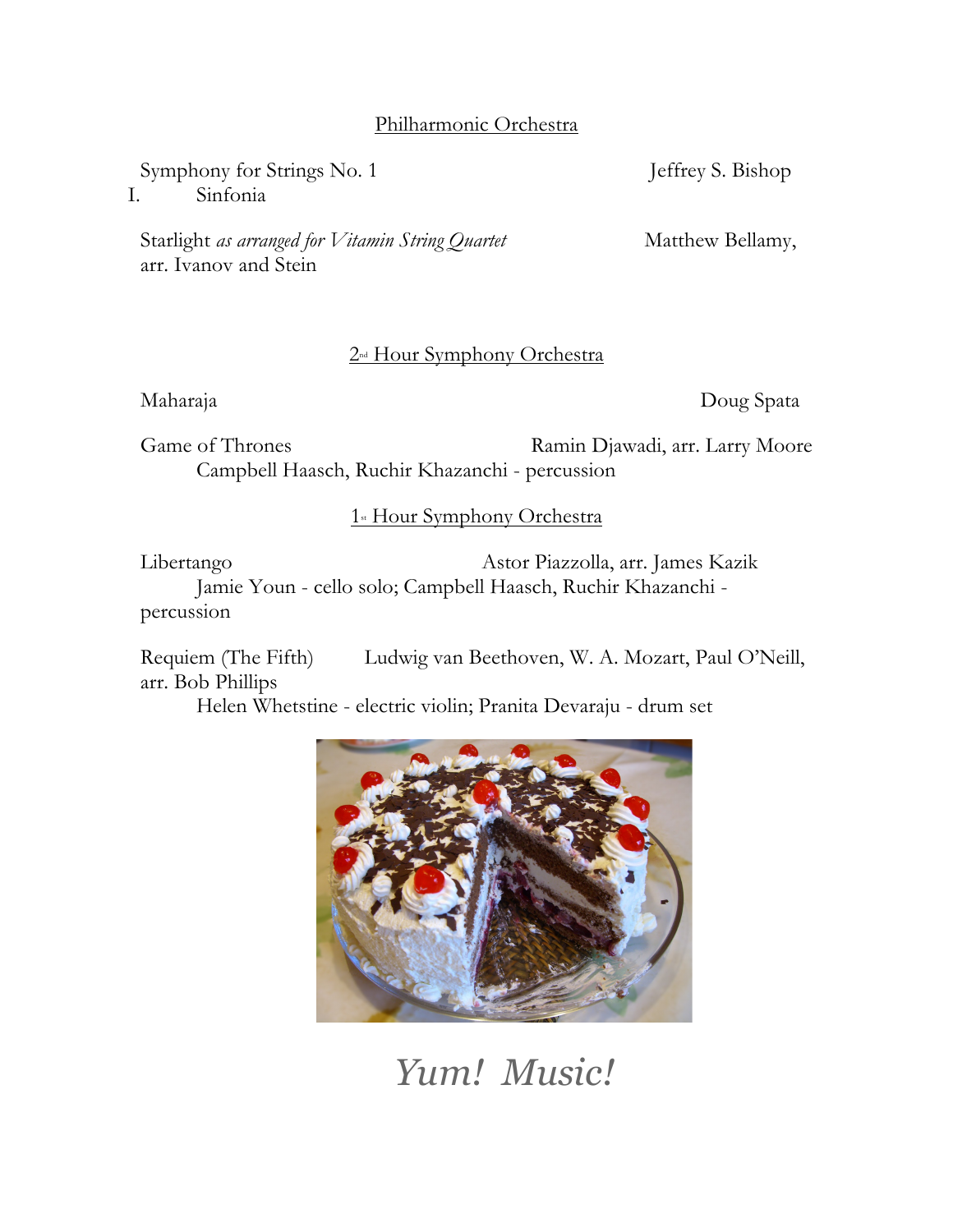## Philharmonic Orchestra

Symphony for Strings No. 1 — Jeffrey S. Bishop
I. Sinfonia

Starlight *as arranged for Vitamin String Quartet* — Matthew Bellamy, arr. Ivanov and Stein

## 2nd Hour Symphony Orchestra

Maharaja — Doug Spata

Game of Thrones — Ramin Djawadi, arr. Larry Moore
Campbell Haasch, Ruchir Khazanchi - percussion

## 1st Hour Symphony Orchestra

Libertango — Astor Piazzolla, arr. James Kazik
Jamie Youn - cello solo; Campbell Haasch, Ruchir Khazanchi - percussion

Requiem (The Fifth) — Ludwig van Beethoven, W. A. Mozart, Paul O'Neill, arr. Bob Phillips
Helen Whetstine - electric violin; Pranita Devaraju - drum set

*Yum! Music!*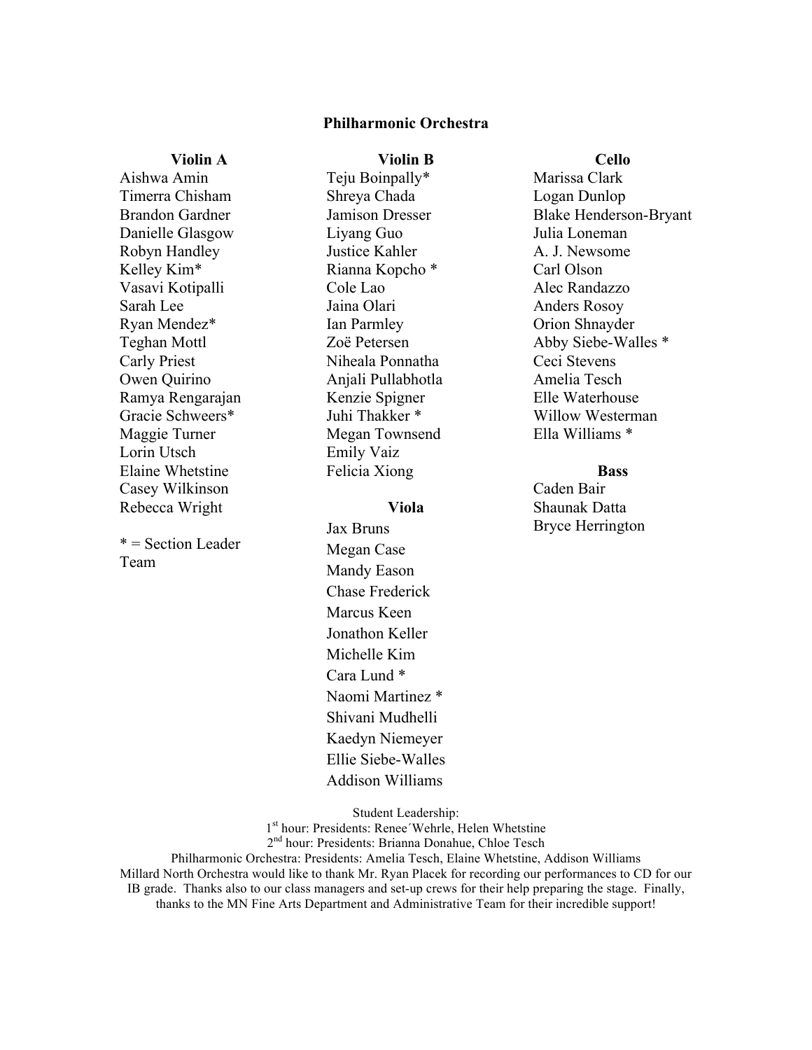## Philharmonic Orchestra

### Violin A

Aishwa Amin
Timerra Chisham
Brandon Gardner
Danielle Glasgow
Robyn Handley
Kelley Kim*
Vasavi Kotipalli
Sarah Lee
Ryan Mendez*
Teghan Mottl
Carly Priest
Owen Quirino
Ramya Rengarajan
Gracie Schweers*
Maggie Turner
Lorin Utsch
Elaine Whetstine
Casey Wilkinson
Rebecca Wright

* = Section Leader Team

### Violin B

Teju Boinpally*
Shreya Chada
Jamison Dresser
Liyang Guo
Justice Kahler
Rianna Kopcho *
Cole Lao
Jaina Olari
Ian Parmley
Zoë Petersen
Niheala Ponnatha
Anjali Pullabhotla
Kenzie Spigner
Juhi Thakker *
Megan Townsend
Emily Vaiz
Felicia Xiong

### Viola

Jax Bruns
Megan Case
Mandy Eason
Chase Frederick
Marcus Keen
Jonathon Keller
Michelle Kim
Cara Lund *
Naomi Martinez *
Shivani Mudhelli
Kaedyn Niemeyer
Ellie Siebe-Walles
Addison Williams

### Cello

Marissa Clark
Logan Dunlop
Blake Henderson-Bryant
Julia Loneman
A. J. Newsome
Carl Olson
Alec Randazzo
Anders Rosoy
Orion Shnayder
Abby Siebe-Walles *
Ceci Stevens
Amelia Tesch
Elle Waterhouse
Willow Westerman
Ella Williams *

### Bass

Caden Bair
Shaunak Datta
Bryce Herrington

Student Leadership:
1st hour: Presidents: Renee´Wehrle, Helen Whetstine
2nd hour: Presidents: Brianna Donahue, Chloe Tesch
Philharmonic Orchestra: Presidents: Amelia Tesch, Elaine Whetstine, Addison Williams
Millard North Orchestra would like to thank Mr. Ryan Placek for recording our performances to CD for our IB grade. Thanks also to our class managers and set-up crews for their help preparing the stage. Finally, thanks to the MN Fine Arts Department and Administrative Team for their incredible support!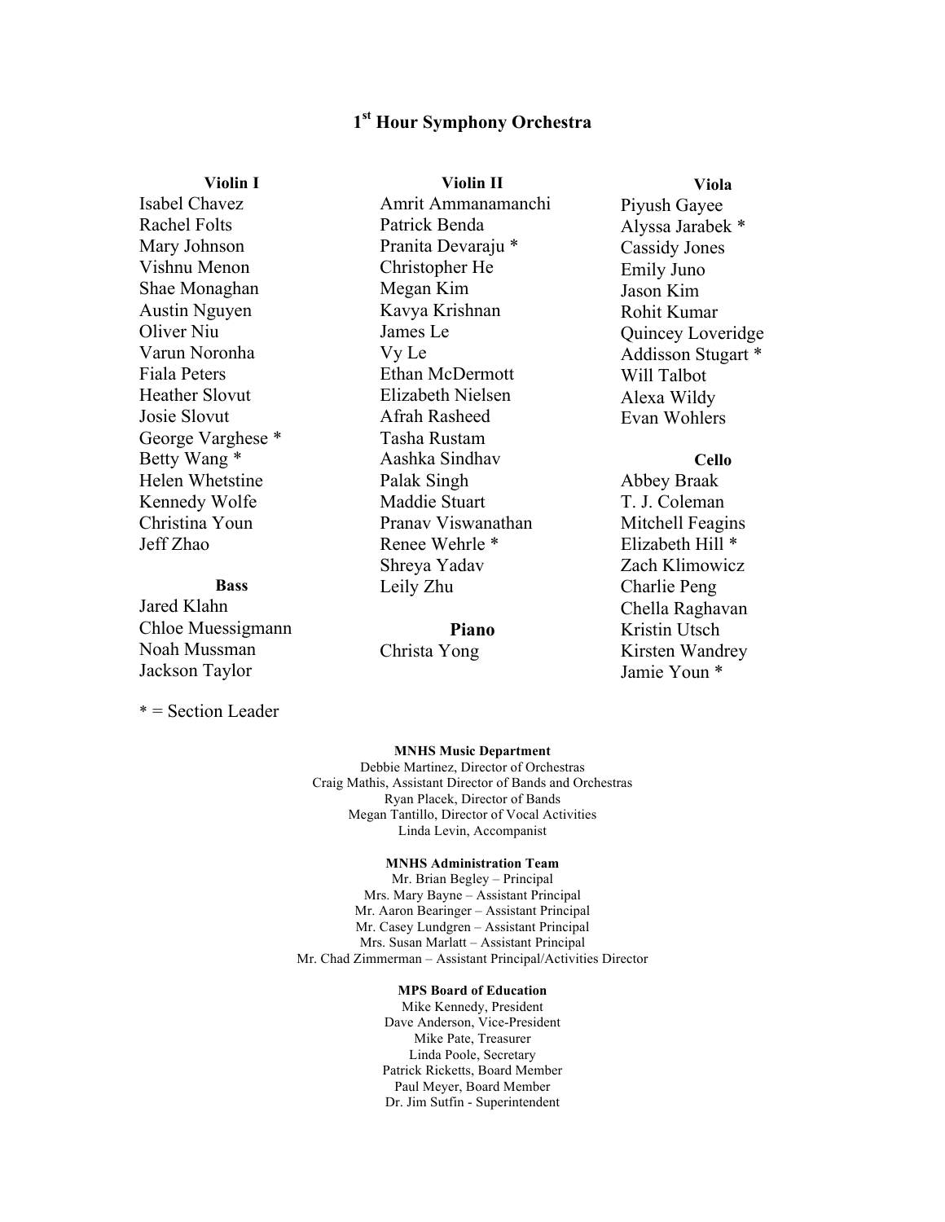# 1st Hour Symphony Orchestra

**Violin I**

Isabel Chavez
Rachel Folts
Mary Johnson
Vishnu Menon
Shae Monaghan
Austin Nguyen
Oliver Niu
Varun Noronha
Fiala Peters
Heather Slovut
Josie Slovut
George Varghese *
Betty Wang *
Helen Whetstine
Kennedy Wolfe
Christina Youn
Jeff Zhao

**Bass**

Jared Klahn
Chloe Muessigmann
Noah Mussman
Jackson Taylor

* = Section Leader

**Violin II**

Amrit Ammanamanchi
Patrick Benda
Pranita Devaraju *
Christopher He
Megan Kim
Kavya Krishnan
James Le
Vy Le
Ethan McDermott
Elizabeth Nielsen
Afrah Rasheed
Tasha Rustam
Aashka Sindhav
Palak Singh
Maddie Stuart
Pranav Viswanathan
Renee Wehrle *
Shreya Yadav
Leily Zhu

**Piano**

Christa Yong

**Viola**

Piyush Gayee
Alyssa Jarabek *
Cassidy Jones
Emily Juno
Jason Kim
Rohit Kumar
Quincey Loveridge
Addisson Stugart *
Will Talbot
Alexa Wildy
Evan Wohlers

**Cello**

Abbey Braak
T. J. Coleman
Mitchell Feagins
Elizabeth Hill *
Zach Klimowicz
Charlie Peng
Chella Raghavan
Kristin Utsch
Kirsten Wandrey
Jamie Youn *

**MNHS Music Department**

Debbie Martinez, Director of Orchestras
Craig Mathis, Assistant Director of Bands and Orchestras
Ryan Placek, Director of Bands
Megan Tantillo, Director of Vocal Activities
Linda Levin, Accompanist

**MNHS Administration Team**

Mr. Brian Begley – Principal
Mrs. Mary Bayne – Assistant Principal
Mr. Aaron Bearinger – Assistant Principal
Mr. Casey Lundgren – Assistant Principal
Mrs. Susan Marlatt – Assistant Principal
Mr. Chad Zimmerman – Assistant Principal/Activities Director

**MPS Board of Education**

Mike Kennedy, President
Dave Anderson, Vice-President
Mike Pate, Treasurer
Linda Poole, Secretary
Patrick Ricketts, Board Member
Paul Meyer, Board Member
Dr. Jim Sutfin - Superintendent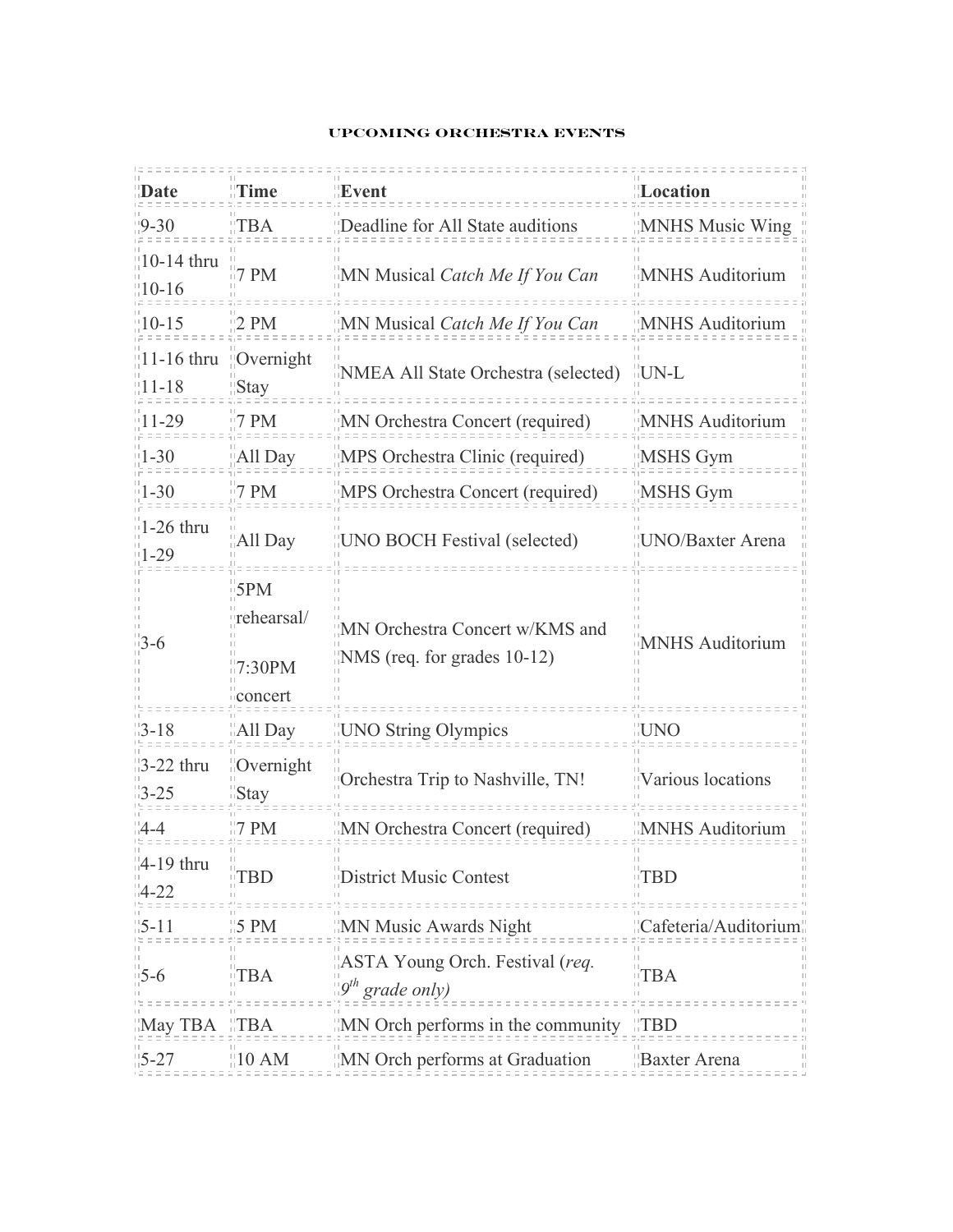## UPCOMING ORCHESTRA EVENTS

| **Date** | **Time** | **Event** | **Location** |
|---|---|---|---|
| 9-30 | TBA | Deadline for All State auditions | MNHS Music Wing |
| 10-14 thru 10-16 | 7 PM | MN Musical *Catch Me If You Can* | MNHS Auditorium |
| 10-15 | 2 PM | MN Musical *Catch Me If You Can* | MNHS Auditorium |
| 11-16 thru 11-18 | Overnight Stay | NMEA All State Orchestra (selected) | UN-L |
| 11-29 | 7 PM | MN Orchestra Concert (required) | MNHS Auditorium |
| 1-30 | All Day | MPS Orchestra Clinic (required) | MSHS Gym |
| 1-30 | 7 PM | MPS Orchestra Concert (required) | MSHS Gym |
| 1-26 thru 1-29 | All Day | UNO BOCH Festival (selected) | UNO/Baxter Arena |
| 3-6 | 5PM rehearsal/ 7:30PM concert | MN Orchestra Concert w/KMS and NMS (req. for grades 10-12) | MNHS Auditorium |
| 3-18 | All Day | UNO String Olympics | UNO |
| 3-22 thru 3-25 | Overnight Stay | Orchestra Trip to Nashville, TN! | Various locations |
| 4-4 | 7 PM | MN Orchestra Concert (required) | MNHS Auditorium |
| 4-19 thru 4-22 | TBD | District Music Contest | TBD |
| 5-11 | 5 PM | MN Music Awards Night | Cafeteria/Auditorium |
| 5-6 | TBA | ASTA Young Orch. Festival (*req. 9th grade only)* | TBA |
| May TBA | TBA | MN Orch performs in the community | TBD |
| 5-27 | 10 AM | MN Orch performs at Graduation | Baxter Arena |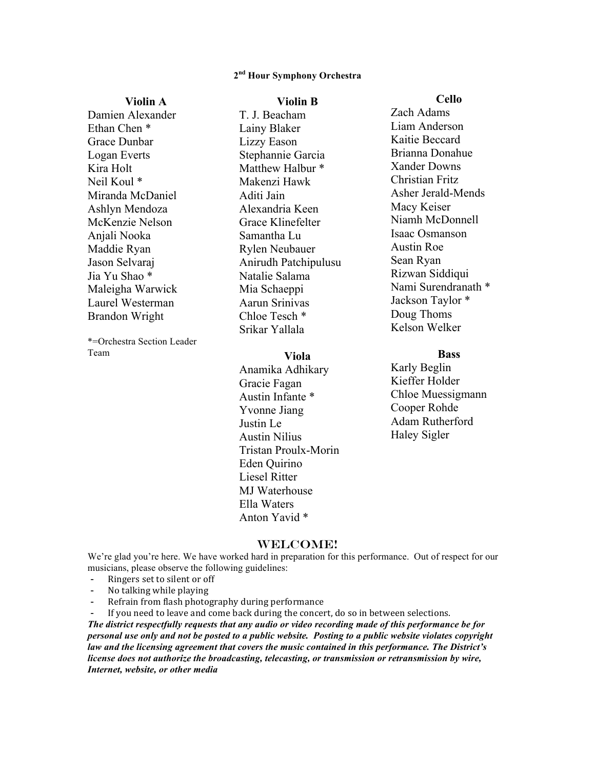## 2nd Hour Symphony Orchestra

### Violin A

Damien Alexander
Ethan Chen *
Grace Dunbar
Logan Everts
Kira Holt
Neil Koul *
Miranda McDaniel
Ashlyn Mendoza
McKenzie Nelson
Anjali Nooka
Maddie Ryan
Jason Selvaraj
Jia Yu Shao *
Maleigha Warwick
Laurel Westerman
Brandon Wright

*=Orchestra Section Leader Team

### Violin B

T. J. Beacham
Lainy Blaker
Lizzy Eason
Stephannie Garcia
Matthew Halbur *
Makenzi Hawk
Aditi Jain
Alexandria Keen
Grace Klinefelter
Samantha Lu
Rylen Neubauer
Anirudh Patchipulusu
Natalie Salama
Mia Schaeppi
Aarun Srinivas
Chloe Tesch *
Srikar Yallala

### Viola

Anamika Adhikary
Gracie Fagan
Austin Infante *
Yvonne Jiang
Justin Le
Austin Nilius
Tristan Proulx-Morin
Eden Quirino
Liesel Ritter
MJ Waterhouse
Ella Waters
Anton Yavid *

### Cello

Zach Adams
Liam Anderson
Kaitie Beccard
Brianna Donahue
Xander Downs
Christian Fritz
Asher Jerald-Mends
Macy Keiser
Niamh McDonnell
Isaac Osmanson
Austin Roe
Sean Ryan
Rizwan Siddiqui
Nami Surendranath *
Jackson Taylor *
Doug Thoms
Kelson Welker

### Bass

Karly Beglin
Kieffer Holder
Chloe Muessigmann
Cooper Rohde
Adam Rutherford
Haley Sigler

## WELCOME!

We're glad you're here. We have worked hard in preparation for this performance. Out of respect for our musicians, please observe the following guidelines:

- Ringers set to silent or off
- No talking while playing
- Refrain from flash photography during performance
- If you need to leave and come back during the concert, do so in between selections.

***The district respectfully requests that any audio or video recording made of this performance be for personal use only and not be posted to a public website. Posting to a public website violates copyright law and the licensing agreement that covers the music contained in this performance. The District's license does not authorize the broadcasting, telecasting, or transmission or retransmission by wire, Internet, website, or other media***